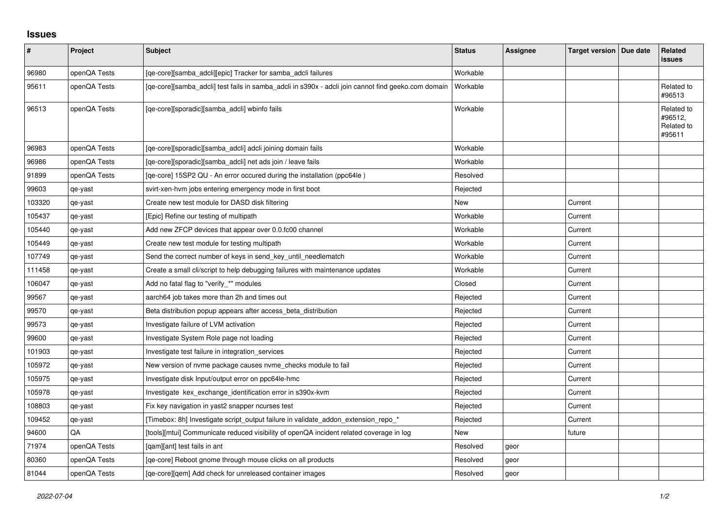# Issues

| # | Project | Subject | Status | Assignee | Target version | Due date | Related issues |
|---|---|---|---|---|---|---|---|
| 96980 | openQA Tests | [qe-core][samba_adcli][epic] Tracker for samba_adcli failures | Workable | | | | |
| 95611 | openQA Tests | [qe-core][samba_adcli] test fails in samba_adcli in s390x - adcli join cannot find geeko.com domain | Workable | | | | Related to #96513 |
| 96513 | openQA Tests | [qe-core][sporadic][samba_adcli] wbinfo fails | Workable | | | | Related to #96512, Related to #95611 |
| 96983 | openQA Tests | [qe-core][sporadic][samba_adcli] adcli joining domain fails | Workable | | | | |
| 96986 | openQA Tests | [qe-core][sporadic][samba_adcli] net ads join / leave fails | Workable | | | | |
| 91899 | openQA Tests | [qe-core] 15SP2 QU - An error occured during the installation (ppc64le ) | Resolved | | | | |
| 99603 | qe-yast | svirt-xen-hvm jobs entering emergency mode in first boot | Rejected | | | | |
| 103320 | qe-yast | Create new test module for DASD disk filtering | New | | Current | | |
| 105437 | qe-yast | [Epic] Refine our testing of multipath | Workable | | Current | | |
| 105440 | qe-yast | Add new ZFCP devices that appear over 0.0.fc00 channel | Workable | | Current | | |
| 105449 | qe-yast | Create new test module for testing multipath | Workable | | Current | | |
| 107749 | qe-yast | Send the correct number of keys in send_key_until_needlematch | Workable | | Current | | |
| 111458 | qe-yast | Create a small cli/script to help debugging failures with maintenance updates | Workable | | Current | | |
| 106047 | qe-yast | Add no fatal flag to "verify_*" modules | Closed | | Current | | |
| 99567 | qe-yast | aarch64 job takes more than 2h and times out | Rejected | | Current | | |
| 99570 | qe-yast | Beta distribution popup appears after access_beta_distribution | Rejected | | Current | | |
| 99573 | qe-yast | Investigate failure of LVM activation | Rejected | | Current | | |
| 99600 | qe-yast | Investigate System Role page not loading | Rejected | | Current | | |
| 101903 | qe-yast | Investigate test failure in integration_services | Rejected | | Current | | |
| 105972 | qe-yast | New version of nvme package causes nvme_checks module to fail | Rejected | | Current | | |
| 105975 | qe-yast | Investigate disk Input/output error on ppc64le-hmc | Rejected | | Current | | |
| 105978 | qe-yast | Investigate kex_exchange_identification error in s390x-kvm | Rejected | | Current | | |
| 108803 | qe-yast | Fix key navigation in yast2 snapper ncurses test | Rejected | | Current | | |
| 109452 | qe-yast | [Timebox: 8h] Investigate script_output failure in validate_addon_extension_repo_* | Rejected | | Current | | |
| 94600 | QA | [tools][mtui] Communicate reduced visibility of openQA incident related coverage in log | New | | future | | |
| 71974 | openQA Tests | [qam][ant] test fails in ant | Resolved | geor | | | |
| 80360 | openQA Tests | [qe-core] Reboot gnome through mouse clicks on all products | Resolved | geor | | | |
| 81044 | openQA Tests | [qe-core][qem] Add check for unreleased container images | Resolved | geor | | | |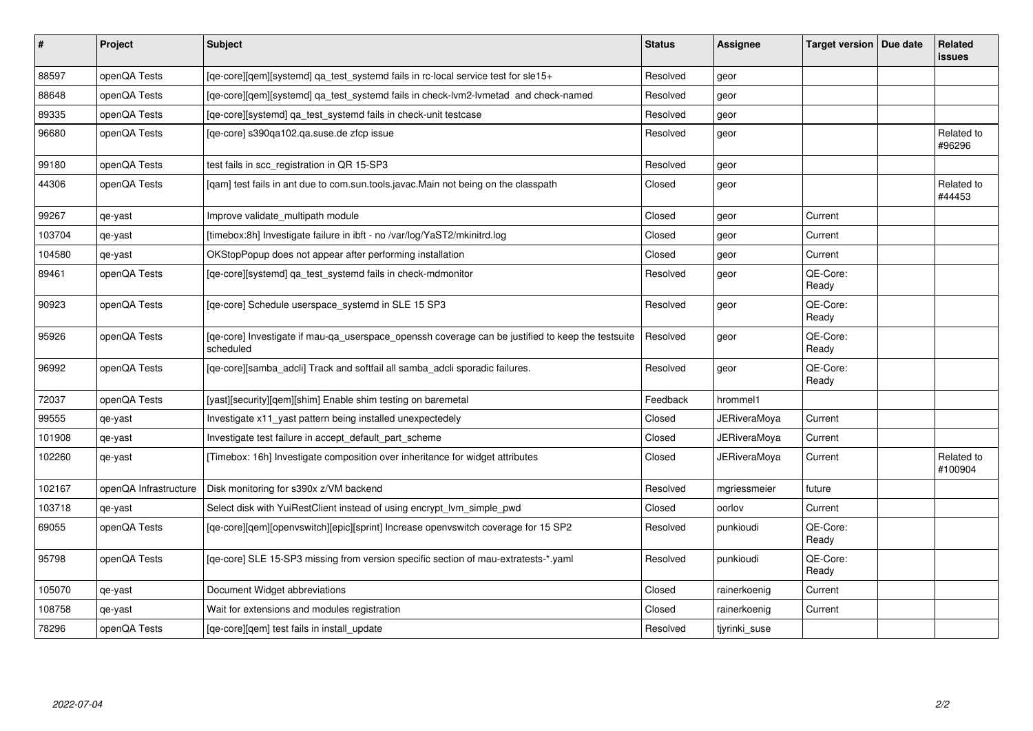| # | Project | Subject | Status | Assignee | Target version | Due date | Related issues |
|---|---|---|---|---|---|---|---|
| 88597 | openQA Tests | [qe-core][qem][systemd] qa_test_systemd fails in rc-local service test for sle15+ | Resolved | geor | | | |
| 88648 | openQA Tests | [qe-core][qem][systemd] qa_test_systemd fails in check-lvm2-lvmetad and check-named | Resolved | geor | | | |
| 89335 | openQA Tests | [qe-core][systemd] qa_test_systemd fails in check-unit testcase | Resolved | geor | | | |
| 96680 | openQA Tests | [qe-core] s390qa102.qa.suse.de zfcp issue | Resolved | geor | | | Related to #96296 |
| 99180 | openQA Tests | test fails in scc_registration in QR 15-SP3 | Resolved | geor | | | |
| 44306 | openQA Tests | [qam] test fails in ant due to com.sun.tools.javac.Main not being on the classpath | Closed | geor | | | Related to #44453 |
| 99267 | qe-yast | Improve validate_multipath module | Closed | geor | Current | | |
| 103704 | qe-yast | [timebox:8h] Investigate failure in ibft - no /var/log/YaST2/mkinitrd.log | Closed | geor | Current | | |
| 104580 | qe-yast | OKStopPopup does not appear after performing installation | Closed | geor | Current | | |
| 89461 | openQA Tests | [qe-core][systemd] qa_test_systemd fails in check-mdmonitor | Resolved | geor | QE-Core: Ready | | |
| 90923 | openQA Tests | [qe-core] Schedule userspace_systemd in SLE 15 SP3 | Resolved | geor | QE-Core: Ready | | |
| 95926 | openQA Tests | [qe-core] Investigate if mau-qa_userspace_openssh coverage can be justified to keep the testsuite scheduled | Resolved | geor | QE-Core: Ready | | |
| 96992 | openQA Tests | [qe-core][samba_adcli] Track and softfail all samba_adcli sporadic failures. | Resolved | geor | QE-Core: Ready | | |
| 72037 | openQA Tests | [yast][security][qem][shim] Enable shim testing on baremetal | Feedback | hrommel1 | | | |
| 99555 | qe-yast | Investigate x11_yast pattern being installed unexpectedely | Closed | JERiveraMoya | Current | | |
| 101908 | qe-yast | Investigate test failure in accept_default_part_scheme | Closed | JERiveraMoya | Current | | |
| 102260 | qe-yast | [Timebox: 16h] Investigate composition over inheritance for widget attributes | Closed | JERiveraMoya | Current | | Related to #100904 |
| 102167 | openQA Infrastructure | Disk monitoring for s390x z/VM backend | Resolved | mgriessmeier | future | | |
| 103718 | qe-yast | Select disk with YuiRestClient instead of using encrypt_lvm_simple_pwd | Closed | oorlov | Current | | |
| 69055 | openQA Tests | [qe-core][qem][openvswitch][epic][sprint] Increase openvswitch coverage for 15 SP2 | Resolved | punkioudi | QE-Core: Ready | | |
| 95798 | openQA Tests | [qe-core] SLE 15-SP3 missing from version specific section of mau-extratests-*.yaml | Resolved | punkioudi | QE-Core: Ready | | |
| 105070 | qe-yast | Document Widget abbreviations | Closed | rainerkoenig | Current | | |
| 108758 | qe-yast | Wait for extensions and modules registration | Closed | rainerkoenig | Current | | |
| 78296 | openQA Tests | [qe-core][qem] test fails in install_update | Resolved | tjyrinki_suse | | | |